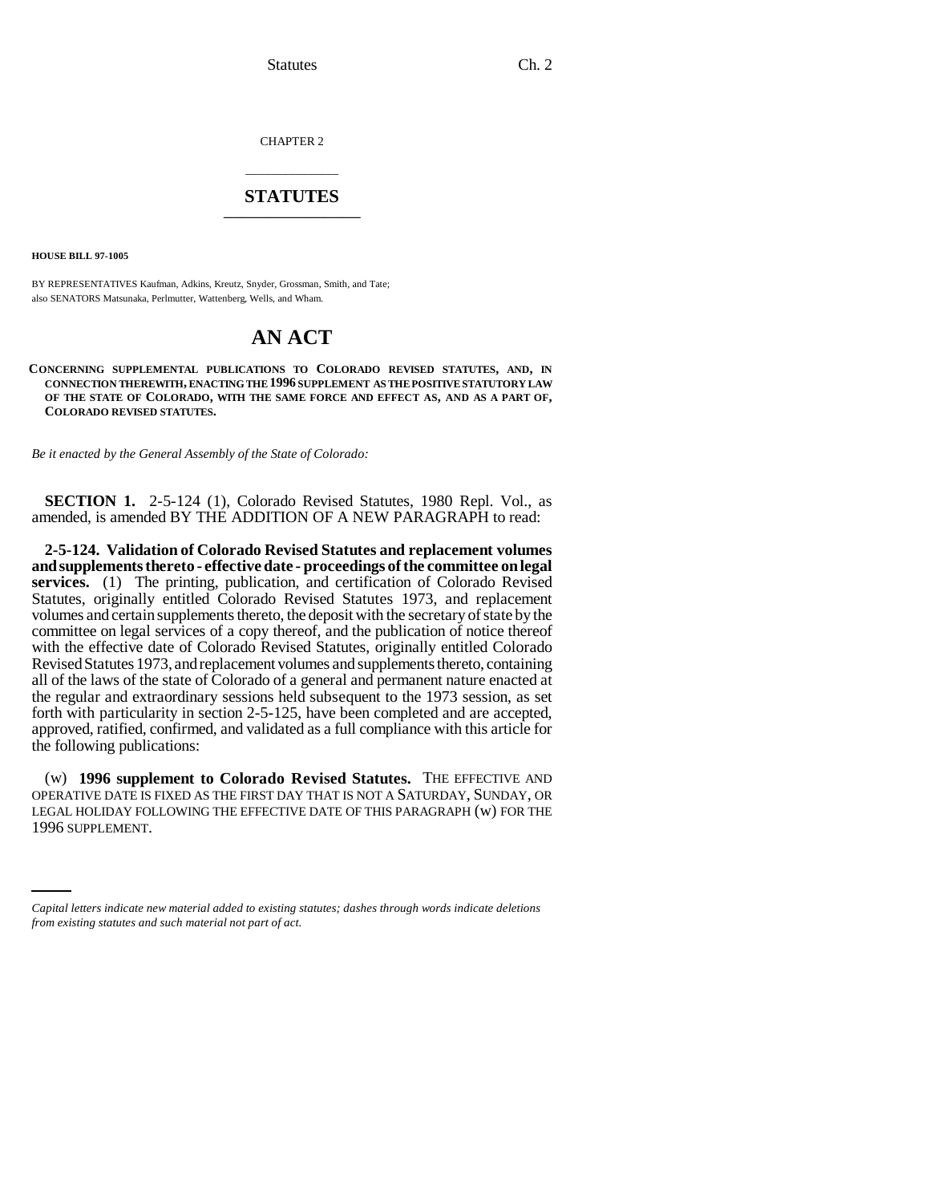CHAPTER 2

# STATUTES

**HOUSE BILL 97-1005**

BY REPRESENTATIVES Kaufman, Adkins, Kreutz, Snyder, Grossman, Smith, and Tate; also SENATORS Matsunaka, Perlmutter, Wattenberg, Wells, and Wham.

## AN ACT

**CONCERNING SUPPLEMENTAL PUBLICATIONS TO COLORADO REVISED STATUTES, AND, IN CONNECTION THEREWITH, ENACTING THE 1996 SUPPLEMENT AS THE POSITIVE STATUTORY LAW OF THE STATE OF COLORADO, WITH THE SAME FORCE AND EFFECT AS, AND AS A PART OF, COLORADO REVISED STATUTES.**

*Be it enacted by the General Assembly of the State of Colorado:*

**SECTION 1.** 2-5-124 (1), Colorado Revised Statutes, 1980 Repl. Vol., as amended, is amended BY THE ADDITION OF A NEW PARAGRAPH to read:

**2-5-124. Validation of Colorado Revised Statutes and replacement volumes and supplements thereto - effective date - proceedings of the committee on legal services.** (1) The printing, publication, and certification of Colorado Revised Statutes, originally entitled Colorado Revised Statutes 1973, and replacement volumes and certain supplements thereto, the deposit with the secretary of state by the committee on legal services of a copy thereof, and the publication of notice thereof with the effective date of Colorado Revised Statutes, originally entitled Colorado Revised Statutes 1973, and replacement volumes and supplements thereto, containing all of the laws of the state of Colorado of a general and permanent nature enacted at the regular and extraordinary sessions held subsequent to the 1973 session, as set forth with particularity in section 2-5-125, have been completed and are accepted, approved, ratified, confirmed, and validated as a full compliance with this article for the following publications:

(w) **1996 supplement to Colorado Revised Statutes.** THE EFFECTIVE AND OPERATIVE DATE IS FIXED AS THE FIRST DAY THAT IS NOT A SATURDAY, SUNDAY, OR LEGAL HOLIDAY FOLLOWING THE EFFECTIVE DATE OF THIS PARAGRAPH (w) FOR THE 1996 SUPPLEMENT.

*Capital letters indicate new material added to existing statutes; dashes through words indicate deletions from existing statutes and such material not part of act.*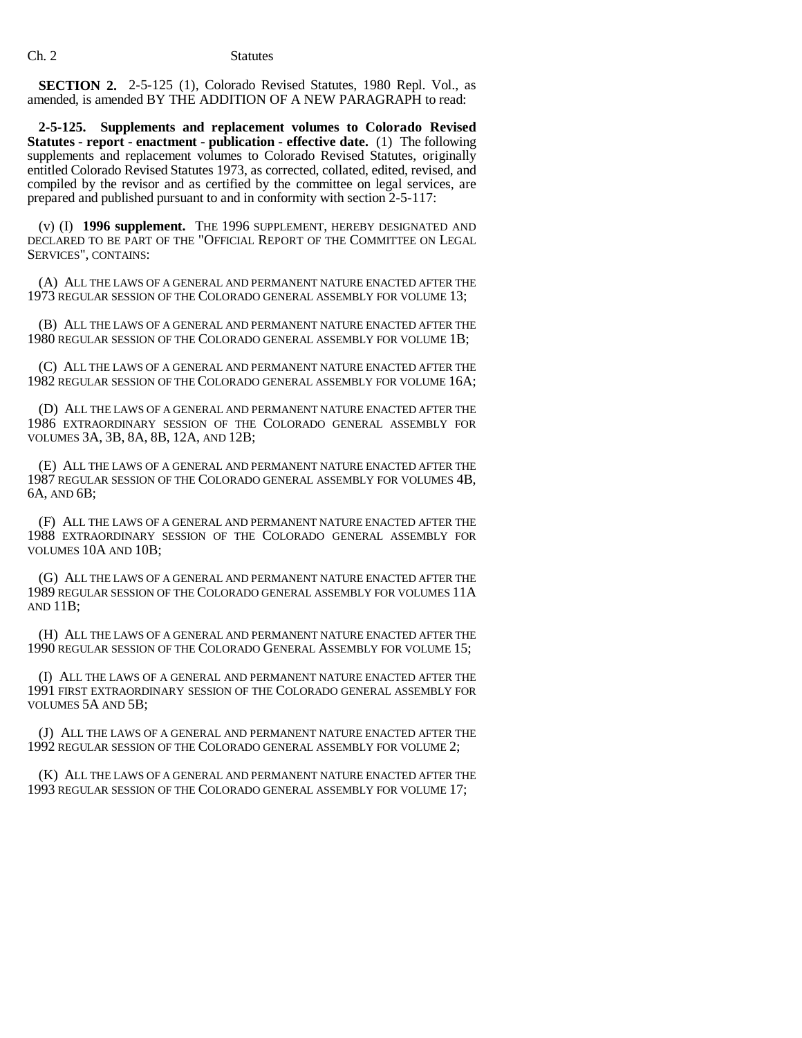**SECTION 2.** 2-5-125 (1), Colorado Revised Statutes, 1980 Repl. Vol., as amended, is amended BY THE ADDITION OF A NEW PARAGRAPH to read:

**2-5-125. Supplements and replacement volumes to Colorado Revised Statutes - report - enactment - publication - effective date.** (1) The following supplements and replacement volumes to Colorado Revised Statutes, originally entitled Colorado Revised Statutes 1973, as corrected, collated, edited, revised, and compiled by the revisor and as certified by the committee on legal services, are prepared and published pursuant to and in conformity with section 2-5-117:

(v) (I) **1996 supplement.** THE 1996 SUPPLEMENT, HEREBY DESIGNATED AND DECLARED TO BE PART OF THE "OFFICIAL REPORT OF THE COMMITTEE ON LEGAL SERVICES", CONTAINS:

(A) ALL THE LAWS OF A GENERAL AND PERMANENT NATURE ENACTED AFTER THE 1973 REGULAR SESSION OF THE COLORADO GENERAL ASSEMBLY FOR VOLUME 13;

(B) ALL THE LAWS OF A GENERAL AND PERMANENT NATURE ENACTED AFTER THE 1980 REGULAR SESSION OF THE COLORADO GENERAL ASSEMBLY FOR VOLUME 1B;

(C) ALL THE LAWS OF A GENERAL AND PERMANENT NATURE ENACTED AFTER THE 1982 REGULAR SESSION OF THE COLORADO GENERAL ASSEMBLY FOR VOLUME 16A;

(D) ALL THE LAWS OF A GENERAL AND PERMANENT NATURE ENACTED AFTER THE 1986 EXTRAORDINARY SESSION OF THE COLORADO GENERAL ASSEMBLY FOR VOLUMES 3A, 3B, 8A, 8B, 12A, AND 12B;

(E) ALL THE LAWS OF A GENERAL AND PERMANENT NATURE ENACTED AFTER THE 1987 REGULAR SESSION OF THE COLORADO GENERAL ASSEMBLY FOR VOLUMES 4B, 6A, AND 6B;

(F) ALL THE LAWS OF A GENERAL AND PERMANENT NATURE ENACTED AFTER THE 1988 EXTRAORDINARY SESSION OF THE COLORADO GENERAL ASSEMBLY FOR VOLUMES 10A AND 10B;

(G) ALL THE LAWS OF A GENERAL AND PERMANENT NATURE ENACTED AFTER THE 1989 REGULAR SESSION OF THE COLORADO GENERAL ASSEMBLY FOR VOLUMES 11A AND 11B;

(H) ALL THE LAWS OF A GENERAL AND PERMANENT NATURE ENACTED AFTER THE 1990 REGULAR SESSION OF THE COLORADO GENERAL ASSEMBLY FOR VOLUME 15;

(I) ALL THE LAWS OF A GENERAL AND PERMANENT NATURE ENACTED AFTER THE 1991 FIRST EXTRAORDINARY SESSION OF THE COLORADO GENERAL ASSEMBLY FOR VOLUMES 5A AND 5B;

(J) ALL THE LAWS OF A GENERAL AND PERMANENT NATURE ENACTED AFTER THE 1992 REGULAR SESSION OF THE COLORADO GENERAL ASSEMBLY FOR VOLUME 2;

(K) ALL THE LAWS OF A GENERAL AND PERMANENT NATURE ENACTED AFTER THE 1993 REGULAR SESSION OF THE COLORADO GENERAL ASSEMBLY FOR VOLUME 17;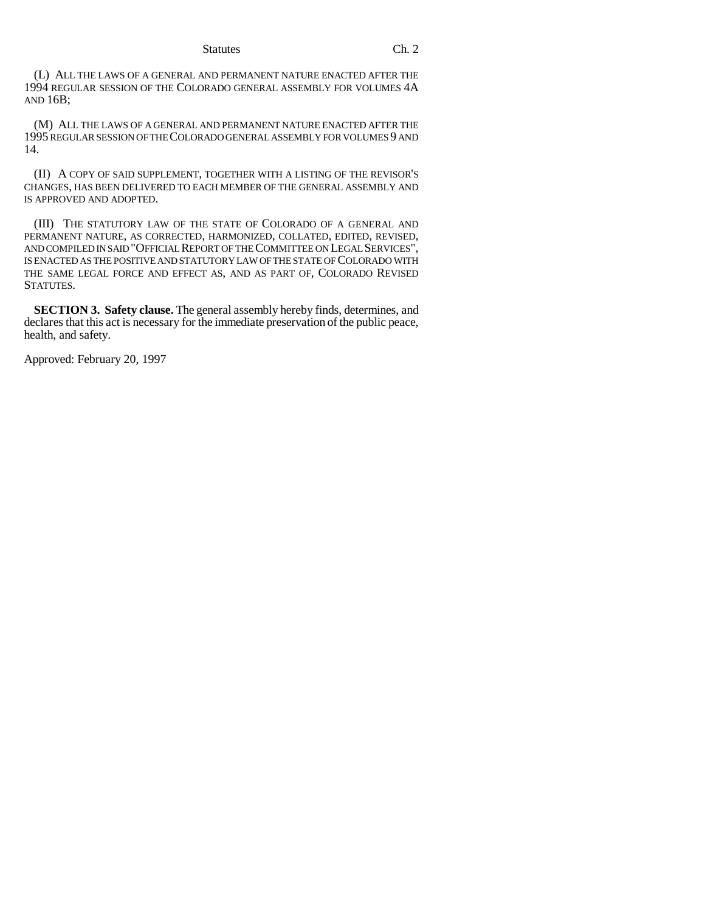(L) ALL THE LAWS OF A GENERAL AND PERMANENT NATURE ENACTED AFTER THE 1994 REGULAR SESSION OF THE COLORADO GENERAL ASSEMBLY FOR VOLUMES 4A AND 16B;

(M) ALL THE LAWS OF A GENERAL AND PERMANENT NATURE ENACTED AFTER THE 1995 REGULAR SESSION OF THE COLORADO GENERAL ASSEMBLY FOR VOLUMES 9 AND 14.

(II) A COPY OF SAID SUPPLEMENT, TOGETHER WITH A LISTING OF THE REVISOR'S CHANGES, HAS BEEN DELIVERED TO EACH MEMBER OF THE GENERAL ASSEMBLY AND IS APPROVED AND ADOPTED.

(III) THE STATUTORY LAW OF THE STATE OF COLORADO OF A GENERAL AND PERMANENT NATURE, AS CORRECTED, HARMONIZED, COLLATED, EDITED, REVISED, AND COMPILED IN SAID "OFFICIAL REPORT OF THE COMMITTEE ON LEGAL SERVICES", IS ENACTED AS THE POSITIVE AND STATUTORY LAW OF THE STATE OF COLORADO WITH THE SAME LEGAL FORCE AND EFFECT AS, AND AS PART OF, COLORADO REVISED STATUTES.

**SECTION 3. Safety clause.** The general assembly hereby finds, determines, and declares that this act is necessary for the immediate preservation of the public peace, health, and safety.

Approved: February 20, 1997